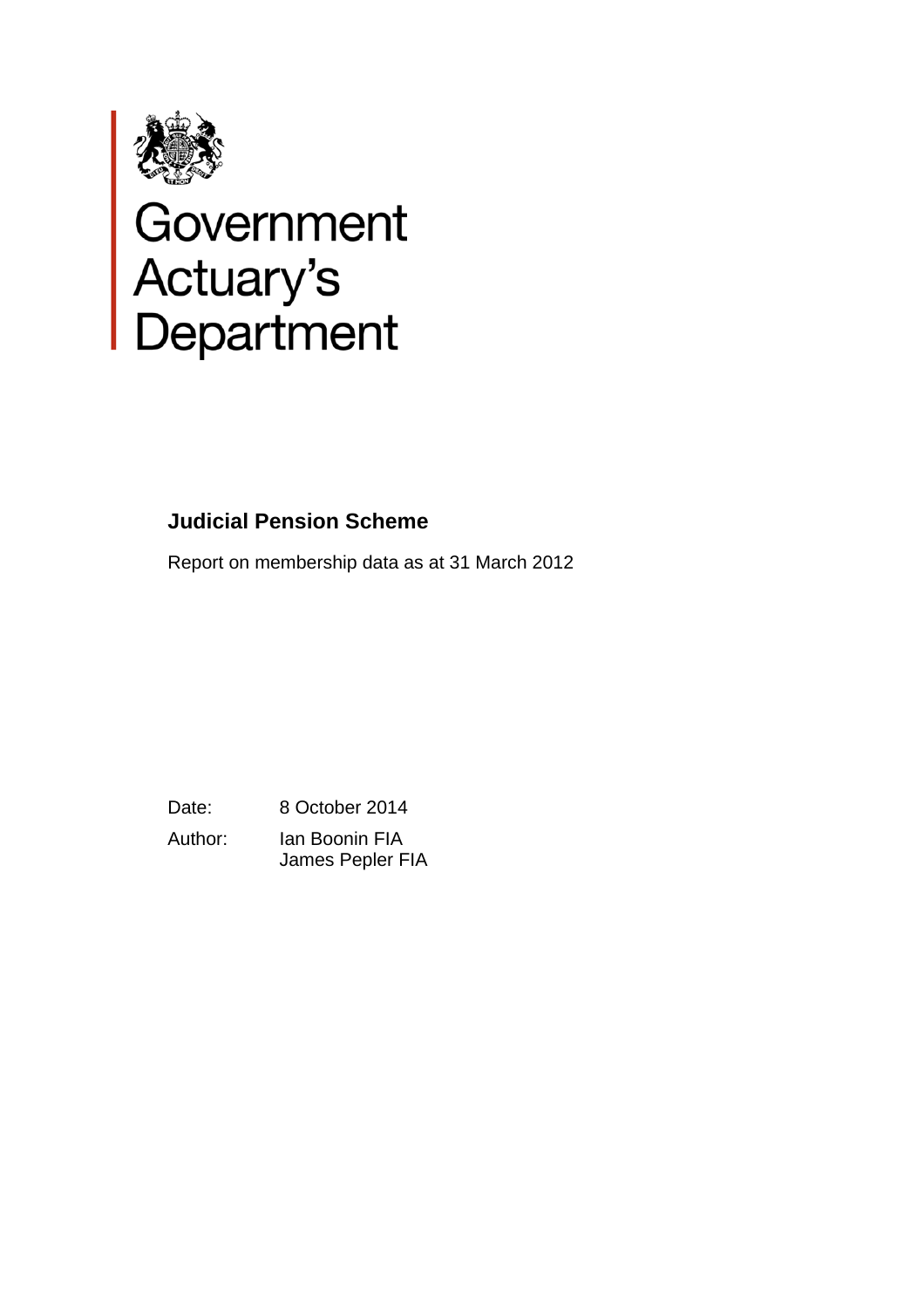Government Actuary's Department

# Judicial Pension Scheme

Report on membership data as at 31 March 2012

Date: 8 October 2014

Author: Ian Boonin FIA
James Pepler FIA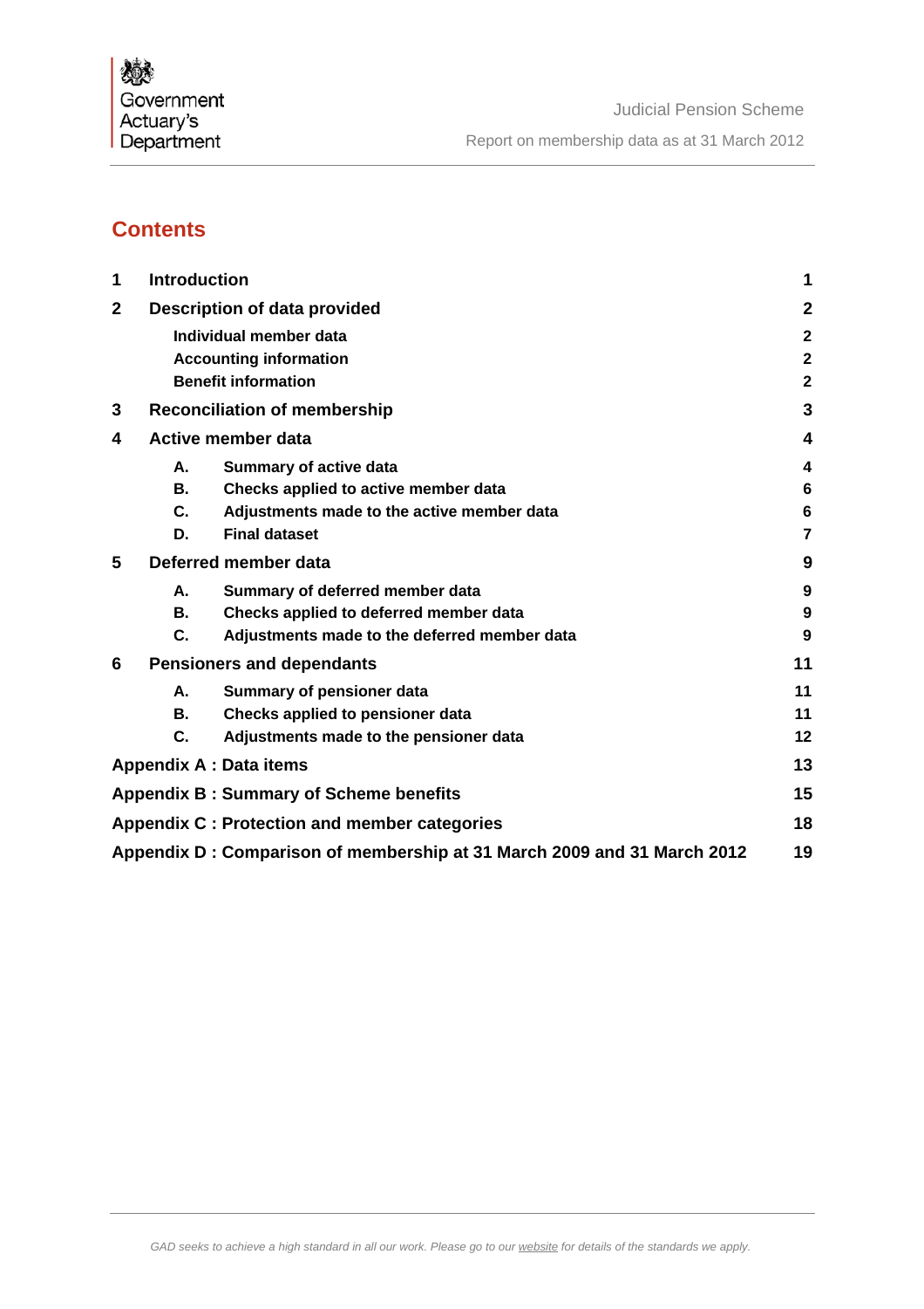# Contents

| | | |
|---|---|---|
| **1** | **Introduction** | **1** |
| **2** | **Description of data provided** | **2** |
| | **Individual member data** | **2** |
| | **Accounting information** | **2** |
| | **Benefit information** | **2** |
| **3** | **Reconciliation of membership** | **3** |
| **4** | **Active member data** | **4** |
| | **A. Summary of active data** | **4** |
| | **B. Checks applied to active member data** | **6** |
| | **C. Adjustments made to the active member data** | **6** |
| | **D. Final dataset** | **7** |
| **5** | **Deferred member data** | **9** |
| | **A. Summary of deferred member data** | **9** |
| | **B. Checks applied to deferred member data** | **9** |
| | **C. Adjustments made to the deferred member data** | **9** |
| **6** | **Pensioners and dependants** | **11** |
| | **A. Summary of pensioner data** | **11** |
| | **B. Checks applied to pensioner data** | **11** |
| | **C. Adjustments made to the pensioner data** | **12** |
| **Appendix A : Data items** | | **13** |
| **Appendix B : Summary of Scheme benefits** | | **15** |
| **Appendix C : Protection and member categories** | | **18** |
| **Appendix D : Comparison of membership at 31 March 2009 and 31 March 2012** | | **19** |

*GAD seeks to achieve a high standard in all our work. Please go to our website for details of the standards we apply.*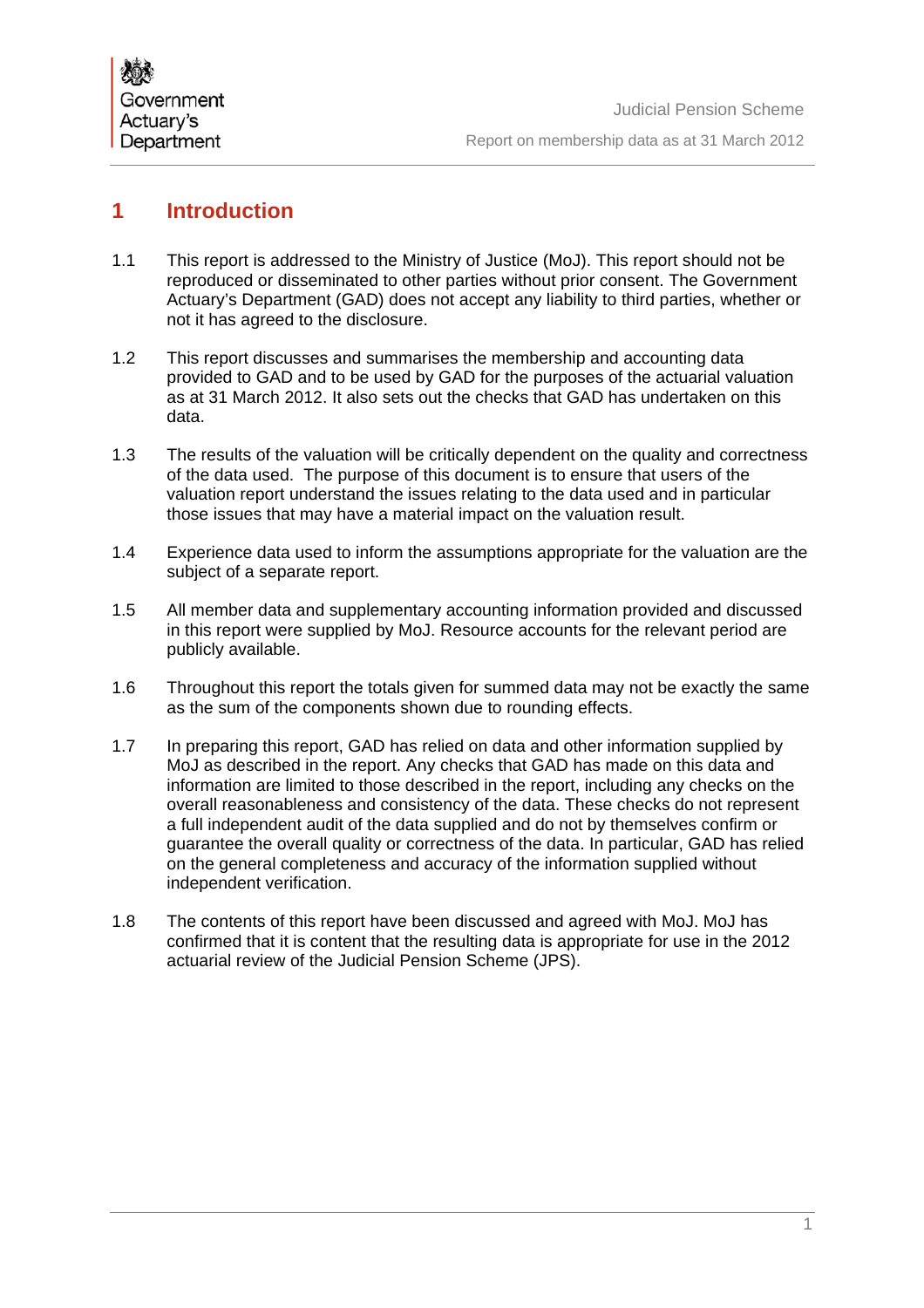# 1 Introduction

1.1 This report is addressed to the Ministry of Justice (MoJ). This report should not be reproduced or disseminated to other parties without prior consent. The Government Actuary's Department (GAD) does not accept any liability to third parties, whether or not it has agreed to the disclosure.

1.2 This report discusses and summarises the membership and accounting data provided to GAD and to be used by GAD for the purposes of the actuarial valuation as at 31 March 2012. It also sets out the checks that GAD has undertaken on this data.

1.3 The results of the valuation will be critically dependent on the quality and correctness of the data used. The purpose of this document is to ensure that users of the valuation report understand the issues relating to the data used and in particular those issues that may have a material impact on the valuation result.

1.4 Experience data used to inform the assumptions appropriate for the valuation are the subject of a separate report.

1.5 All member data and supplementary accounting information provided and discussed in this report were supplied by MoJ. Resource accounts for the relevant period are publicly available.

1.6 Throughout this report the totals given for summed data may not be exactly the same as the sum of the components shown due to rounding effects.

1.7 In preparing this report, GAD has relied on data and other information supplied by MoJ as described in the report. Any checks that GAD has made on this data and information are limited to those described in the report, including any checks on the overall reasonableness and consistency of the data. These checks do not represent a full independent audit of the data supplied and do not by themselves confirm or guarantee the overall quality or correctness of the data. In particular, GAD has relied on the general completeness and accuracy of the information supplied without independent verification.

1.8 The contents of this report have been discussed and agreed with MoJ. MoJ has confirmed that it is content that the resulting data is appropriate for use in the 2012 actuarial review of the Judicial Pension Scheme (JPS).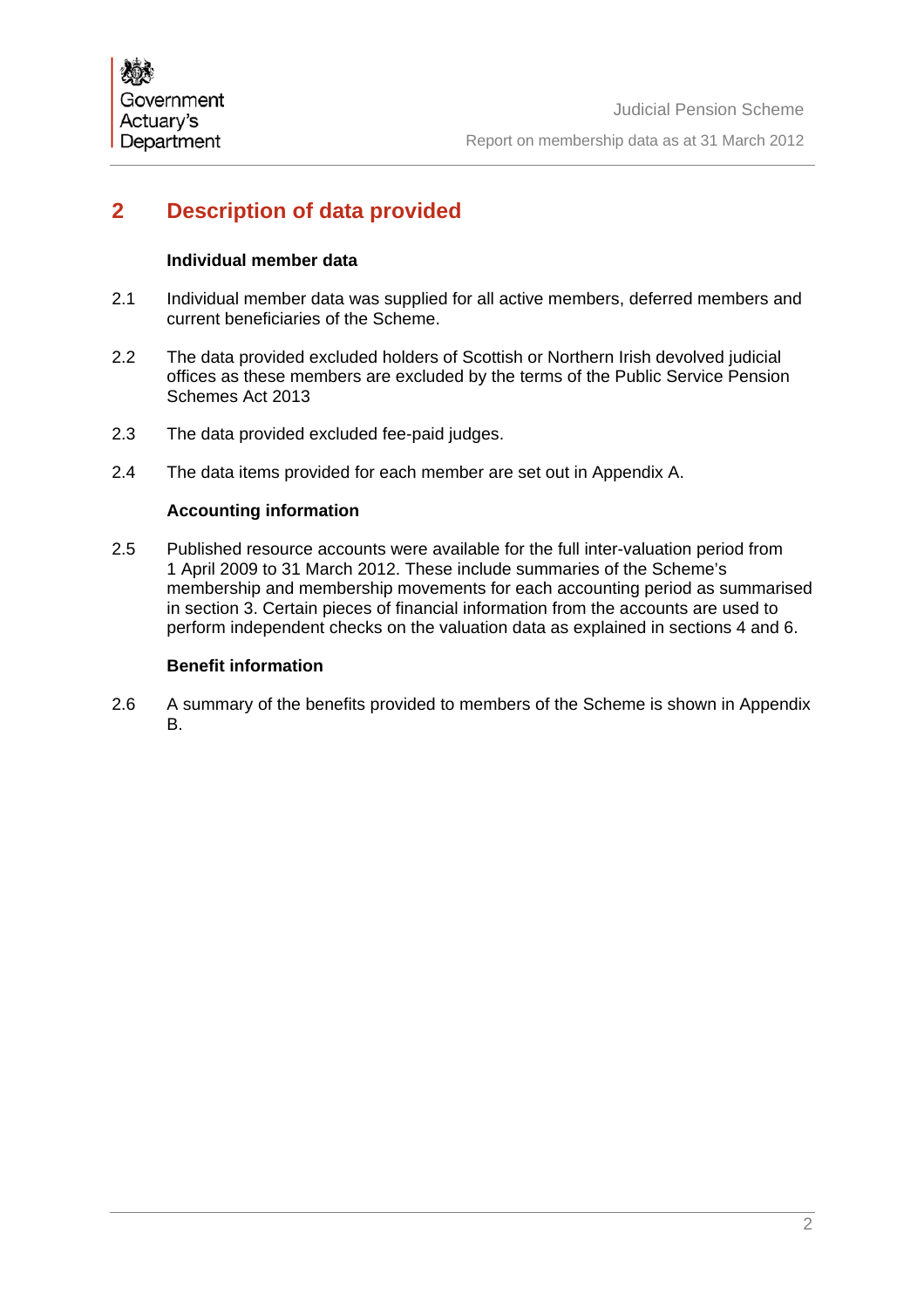## 2 Description of data provided

### Individual member data

2.1 Individual member data was supplied for all active members, deferred members and current beneficiaries of the Scheme.

2.2 The data provided excluded holders of Scottish or Northern Irish devolved judicial offices as these members are excluded by the terms of the Public Service Pension Schemes Act 2013

2.3 The data provided excluded fee-paid judges.

2.4 The data items provided for each member are set out in Appendix A.

### Accounting information

2.5 Published resource accounts were available for the full inter-valuation period from 1 April 2009 to 31 March 2012. These include summaries of the Scheme's membership and membership movements for each accounting period as summarised in section 3. Certain pieces of financial information from the accounts are used to perform independent checks on the valuation data as explained in sections 4 and 6.

### Benefit information

2.6 A summary of the benefits provided to members of the Scheme is shown in Appendix B.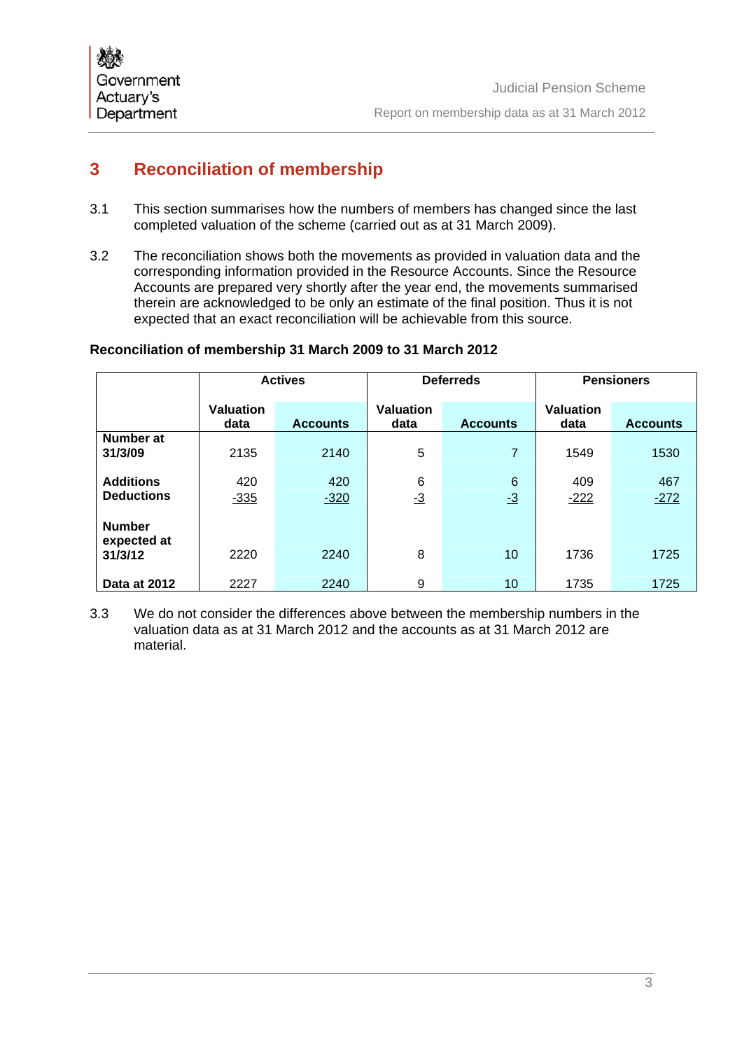# 3 Reconciliation of membership

3.1 This section summarises how the numbers of members has changed since the last completed valuation of the scheme (carried out as at 31 March 2009).

3.2 The reconciliation shows both the movements as provided in valuation data and the corresponding information provided in the Resource Accounts. Since the Resource Accounts are prepared very shortly after the year end, the movements summarised therein are acknowledged to be only an estimate of the final position. Thus it is not expected that an exact reconciliation will be achievable from this source.

**Reconciliation of membership 31 March 2009 to 31 March 2012**

| | Actives | | Deferreds | | Pensioners | |
|---|---|---|---|---|---|---|
| | Valuation data | Accounts | Valuation data | Accounts | Valuation data | Accounts |
| **Number at 31/3/09** | 2135 | 2140 | 5 | 7 | 1549 | 1530 |
| **Additions** | 420 | 420 | 6 | 6 | 409 | 467 |
| **Deductions** | -335 | -320 | -3 | -3 | -222 | -272 |
| **Number expected at 31/3/12** | 2220 | 2240 | 8 | 10 | 1736 | 1725 |
| **Data at 2012** | 2227 | 2240 | 9 | 10 | 1735 | 1725 |

3.3 We do not consider the differences above between the membership numbers in the valuation data as at 31 March 2012 and the accounts as at 31 March 2012 are material.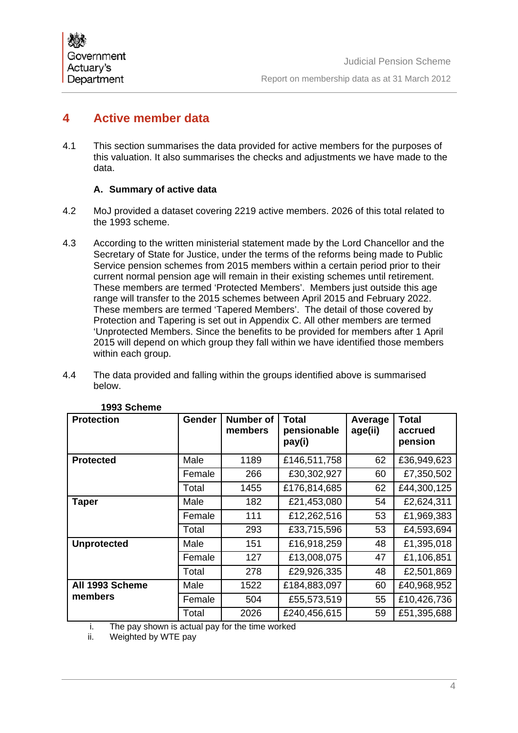# 4 Active member data

4.1 This section summarises the data provided for active members for the purposes of this valuation. It also summarises the checks and adjustments we have made to the data.

### A. Summary of active data

4.2 MoJ provided a dataset covering 2219 active members. 2026 of this total related to the 1993 scheme.

4.3 According to the written ministerial statement made by the Lord Chancellor and the Secretary of State for Justice, under the terms of the reforms being made to Public Service pension schemes from 2015 members within a certain period prior to their current normal pension age will remain in their existing schemes until retirement. These members are termed 'Protected Members'. Members just outside this age range will transfer to the 2015 schemes between April 2015 and February 2022. These members are termed 'Tapered Members'. The detail of those covered by Protection and Tapering is set out in Appendix C. All other members are termed 'Unprotected Members. Since the benefits to be provided for members after 1 April 2015 will depend on which group they fall within we have identified those members within each group.

4.4 The data provided and falling within the groups identified above is summarised below.

**1993 Scheme**

| Protection | Gender | Number of members | Total pensionable pay(i) | Average age(ii) | Total accrued pension |
|---|---|---|---|---|---|
| **Protected** | Male | 1189 | £146,511,758 | 62 | £36,949,623 |
| | Female | 266 | £30,302,927 | 60 | £7,350,502 |
| | Total | 1455 | £176,814,685 | 62 | £44,300,125 |
| **Taper** | Male | 182 | £21,453,080 | 54 | £2,624,311 |
| | Female | 111 | £12,262,516 | 53 | £1,969,383 |
| | Total | 293 | £33,715,596 | 53 | £4,593,694 |
| **Unprotected** | Male | 151 | £16,918,259 | 48 | £1,395,018 |
| | Female | 127 | £13,008,075 | 47 | £1,106,851 |
| | Total | 278 | £29,926,335 | 48 | £2,501,869 |
| **All 1993 Scheme members** | Male | 1522 | £184,883,097 | 60 | £40,968,952 |
| | Female | 504 | £55,573,519 | 55 | £10,426,736 |
| | Total | 2026 | £240,456,615 | 59 | £51,395,688 |

i. The pay shown is actual pay for the time worked
ii. Weighted by WTE pay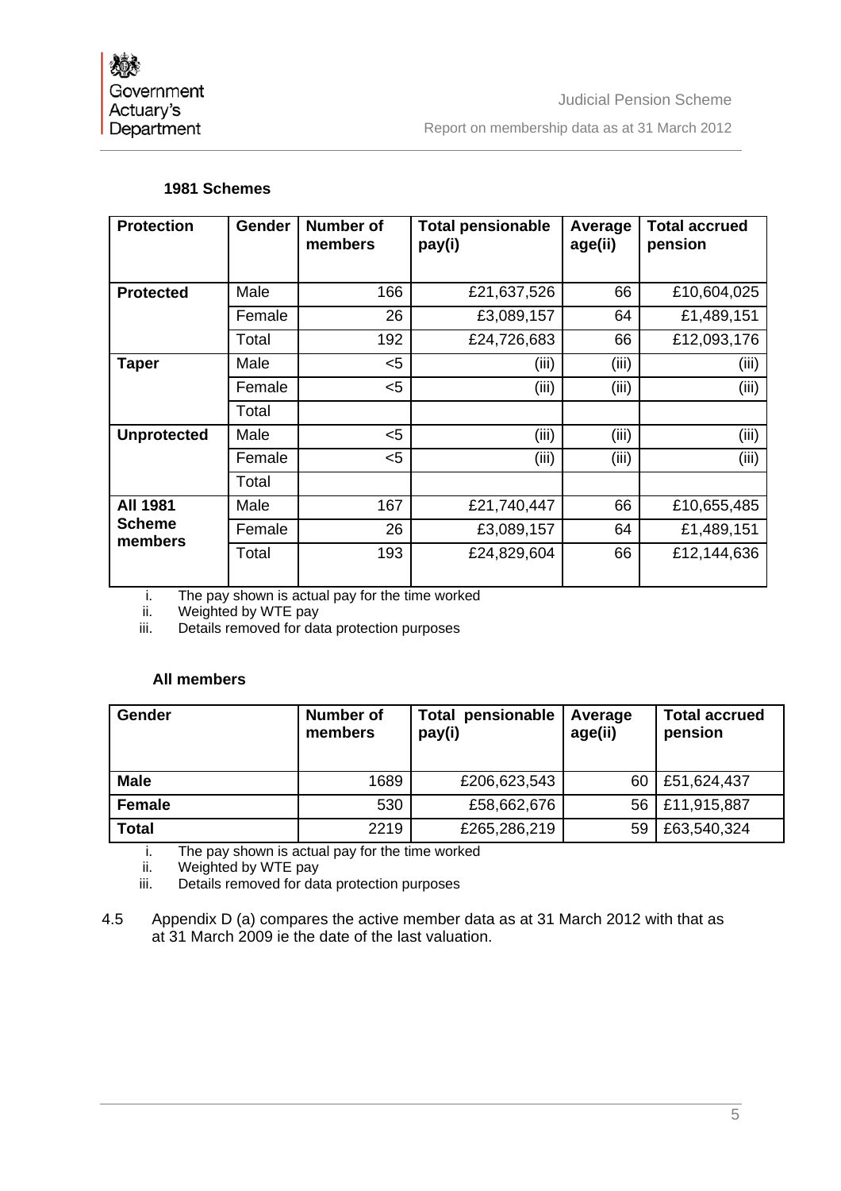### 1981 Schemes

| Protection | Gender | Number of members | Total pensionable pay(i) | Average age(ii) | Total accrued pension |
|---|---|---|---|---|---|
| **Protected** | Male | 166 | £21,637,526 | 66 | £10,604,025 |
| | Female | 26 | £3,089,157 | 64 | £1,489,151 |
| | Total | 192 | £24,726,683 | 66 | £12,093,176 |
| **Taper** | Male | <5 | (iii) | (iii) | (iii) |
| | Female | <5 | (iii) | (iii) | (iii) |
| | Total | | | | |
| **Unprotected** | Male | <5 | (iii) | (iii) | (iii) |
| | Female | <5 | (iii) | (iii) | (iii) |
| | Total | | | | |
| **All 1981 Scheme members** | Male | 167 | £21,740,447 | 66 | £10,655,485 |
| | Female | 26 | £3,089,157 | 64 | £1,489,151 |
| | Total | 193 | £24,829,604 | 66 | £12,144,636 |

i. The pay shown is actual pay for the time worked
ii. Weighted by WTE pay
iii. Details removed for data protection purposes

### All members

| Gender | Number of members | Total pensionable pay(i) | Average age(ii) | Total accrued pension |
|---|---|---|---|---|
| **Male** | 1689 | £206,623,543 | 60 | £51,624,437 |
| **Female** | 530 | £58,662,676 | 56 | £11,915,887 |
| **Total** | 2219 | £265,286,219 | 59 | £63,540,324 |

i. The pay shown is actual pay for the time worked
ii. Weighted by WTE pay
iii. Details removed for data protection purposes

4.5 Appendix D (a) compares the active member data as at 31 March 2012 with that as at 31 March 2009 ie the date of the last valuation.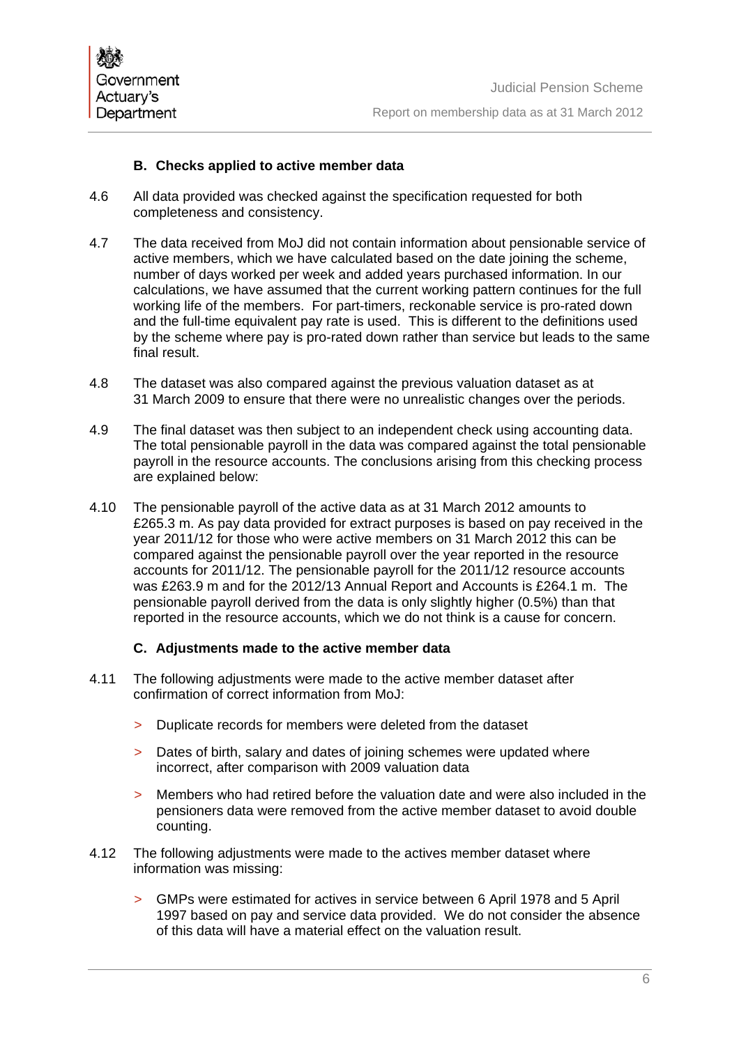### B. Checks applied to active member data

4.6 All data provided was checked against the specification requested for both completeness and consistency.

4.7 The data received from MoJ did not contain information about pensionable service of active members, which we have calculated based on the date joining the scheme, number of days worked per week and added years purchased information. In our calculations, we have assumed that the current working pattern continues for the full working life of the members. For part-timers, reckonable service is pro-rated down and the full-time equivalent pay rate is used. This is different to the definitions used by the scheme where pay is pro-rated down rather than service but leads to the same final result.

4.8 The dataset was also compared against the previous valuation dataset as at 31 March 2009 to ensure that there were no unrealistic changes over the periods.

4.9 The final dataset was then subject to an independent check using accounting data. The total pensionable payroll in the data was compared against the total pensionable payroll in the resource accounts. The conclusions arising from this checking process are explained below:

4.10 The pensionable payroll of the active data as at 31 March 2012 amounts to £265.3 m. As pay data provided for extract purposes is based on pay received in the year 2011/12 for those who were active members on 31 March 2012 this can be compared against the pensionable payroll over the year reported in the resource accounts for 2011/12. The pensionable payroll for the 2011/12 resource accounts was £263.9 m and for the 2012/13 Annual Report and Accounts is £264.1 m. The pensionable payroll derived from the data is only slightly higher (0.5%) than that reported in the resource accounts, which we do not think is a cause for concern.

### C. Adjustments made to the active member data

4.11 The following adjustments were made to the active member dataset after confirmation of correct information from MoJ:

> Duplicate records for members were deleted from the dataset

> Dates of birth, salary and dates of joining schemes were updated where incorrect, after comparison with 2009 valuation data

> Members who had retired before the valuation date and were also included in the pensioners data were removed from the active member dataset to avoid double counting.

4.12 The following adjustments were made to the actives member dataset where information was missing:

> GMPs were estimated for actives in service between 6 April 1978 and 5 April 1997 based on pay and service data provided. We do not consider the absence of this data will have a material effect on the valuation result.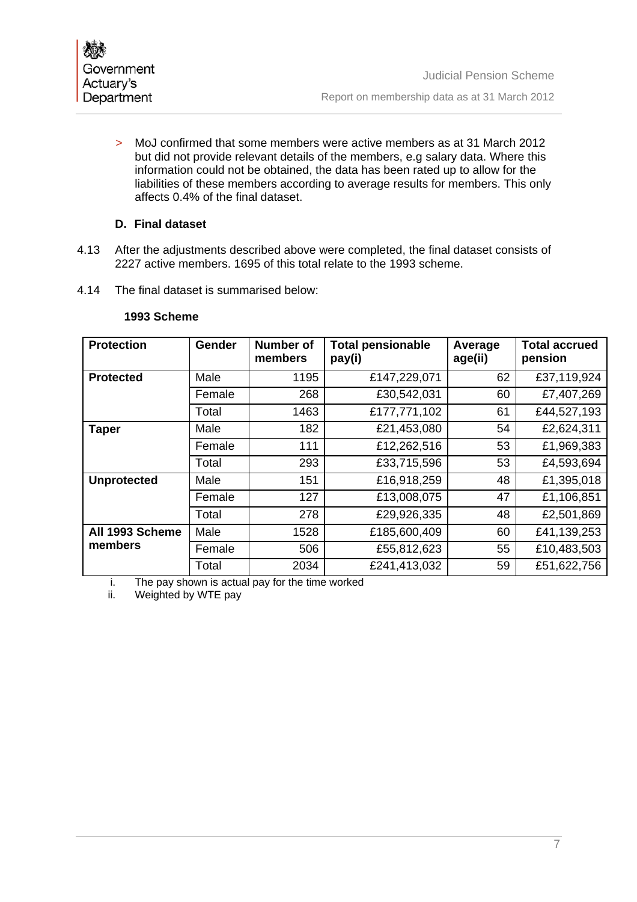> MoJ confirmed that some members were active members as at 31 March 2012 but did not provide relevant details of the members, e.g salary data. Where this information could not be obtained, the data has been rated up to allow for the liabilities of these members according to average results for members. This only affects 0.4% of the final dataset.

### D. Final dataset

4.13 After the adjustments described above were completed, the final dataset consists of 2227 active members. 1695 of this total relate to the 1993 scheme.

4.14 The final dataset is summarised below:

**1993 Scheme**

| Protection | Gender | Number of members | Total pensionable pay(i) | Average age(ii) | Total accrued pension |
|---|---|---|---|---|---|
| **Protected** | Male | 1195 | £147,229,071 | 62 | £37,119,924 |
| | Female | 268 | £30,542,031 | 60 | £7,407,269 |
| | Total | 1463 | £177,771,102 | 61 | £44,527,193 |
| **Taper** | Male | 182 | £21,453,080 | 54 | £2,624,311 |
| | Female | 111 | £12,262,516 | 53 | £1,969,383 |
| | Total | 293 | £33,715,596 | 53 | £4,593,694 |
| **Unprotected** | Male | 151 | £16,918,259 | 48 | £1,395,018 |
| | Female | 127 | £13,008,075 | 47 | £1,106,851 |
| | Total | 278 | £29,926,335 | 48 | £2,501,869 |
| **All 1993 Scheme members** | Male | 1528 | £185,600,409 | 60 | £41,139,253 |
| | Female | 506 | £55,812,623 | 55 | £10,483,503 |
| | Total | 2034 | £241,413,032 | 59 | £51,622,756 |

i. The pay shown is actual pay for the time worked

ii. Weighted by WTE pay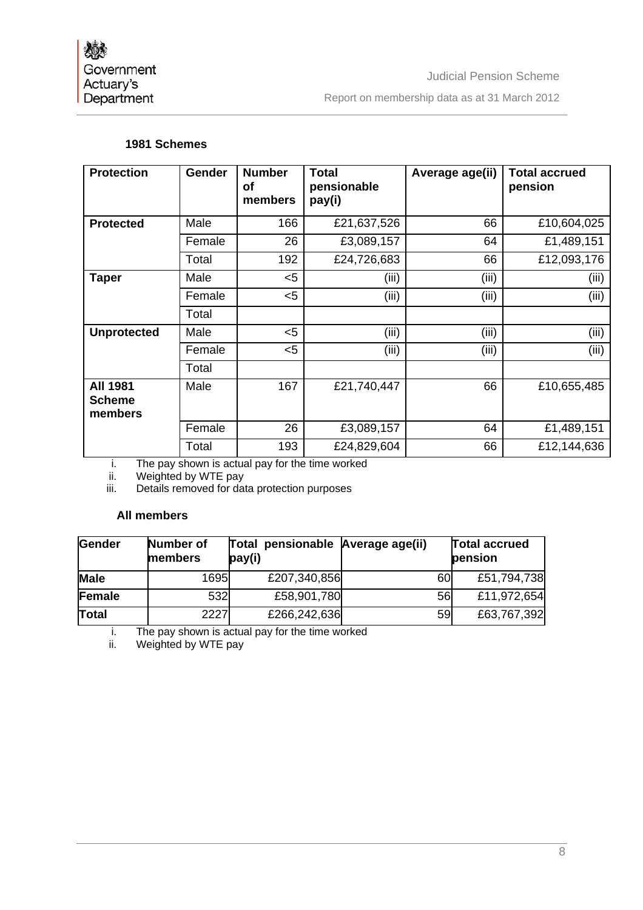### 1981 Schemes

| Protection | Gender | Number of members | Total pensionable pay(i) | Average age(ii) | Total accrued pension |
|---|---|---|---|---|---|
| **Protected** | Male | 166 | £21,637,526 | 66 | £10,604,025 |
| | Female | 26 | £3,089,157 | 64 | £1,489,151 |
| | Total | 192 | £24,726,683 | 66 | £12,093,176 |
| **Taper** | Male | <5 | (iii) | (iii) | (iii) |
| | Female | <5 | (iii) | (iii) | (iii) |
| | Total | | | | |
| **Unprotected** | Male | <5 | (iii) | (iii) | (iii) |
| | Female | <5 | (iii) | (iii) | (iii) |
| | Total | | | | |
| **All 1981 Scheme members** | Male | 167 | £21,740,447 | 66 | £10,655,485 |
| | Female | 26 | £3,089,157 | 64 | £1,489,151 |
| | Total | 193 | £24,829,604 | 66 | £12,144,636 |

i. The pay shown is actual pay for the time worked
ii. Weighted by WTE pay
iii. Details removed for data protection purposes

### All members

| Gender | Number of members | Total pensionable pay(i) | Average age(ii) | Total accrued pension |
|---|---|---|---|---|
| **Male** | 1695 | £207,340,856 | 60 | £51,794,738 |
| **Female** | 532 | £58,901,780 | 56 | £11,972,654 |
| **Total** | 2227 | £266,242,636 | 59 | £63,767,392 |

i. The pay shown is actual pay for the time worked
ii. Weighted by WTE pay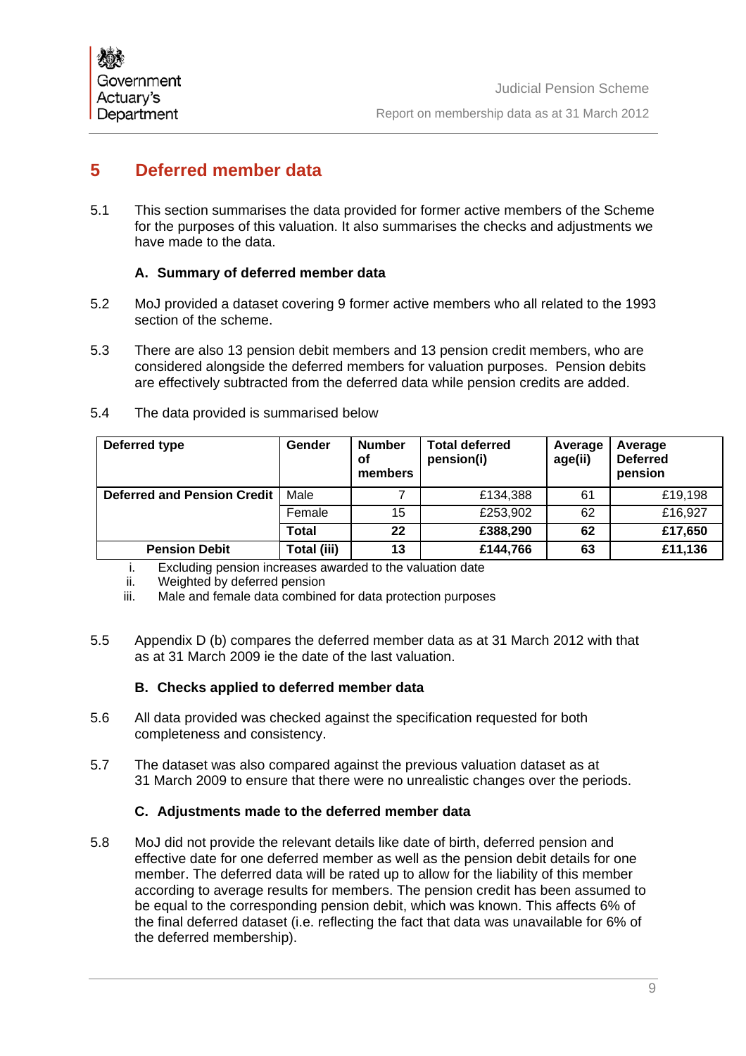# 5 Deferred member data

5.1 This section summarises the data provided for former active members of the Scheme for the purposes of this valuation. It also summarises the checks and adjustments we have made to the data.

### A. Summary of deferred member data

5.2 MoJ provided a dataset covering 9 former active members who all related to the 1993 section of the scheme.

5.3 There are also 13 pension debit members and 13 pension credit members, who are considered alongside the deferred members for valuation purposes. Pension debits are effectively subtracted from the deferred data while pension credits are added.

5.4 The data provided is summarised below

| Deferred type | Gender | Number of members | Total deferred pension(i) | Average age(ii) | Average Deferred pension |
|---|---|---|---|---|---|
| **Deferred and Pension Credit** | Male | 7 | £134,388 | 61 | £19,198 |
| | Female | 15 | £253,902 | 62 | £16,927 |
| | **Total** | **22** | **£388,290** | **62** | **£17,650** |
| **Pension Debit** | **Total (iii)** | **13** | **£144,766** | **63** | **£11,136** |

i. Excluding pension increases awarded to the valuation date
ii. Weighted by deferred pension
iii. Male and female data combined for data protection purposes

5.5 Appendix D (b) compares the deferred member data as at 31 March 2012 with that as at 31 March 2009 ie the date of the last valuation.

### B. Checks applied to deferred member data

5.6 All data provided was checked against the specification requested for both completeness and consistency.

5.7 The dataset was also compared against the previous valuation dataset as at 31 March 2009 to ensure that there were no unrealistic changes over the periods.

### C. Adjustments made to the deferred member data

5.8 MoJ did not provide the relevant details like date of birth, deferred pension and effective date for one deferred member as well as the pension debit details for one member. The deferred data will be rated up to allow for the liability of this member according to average results for members. The pension credit has been assumed to be equal to the corresponding pension debit, which was known. This affects 6% of the final deferred dataset (i.e. reflecting the fact that data was unavailable for 6% of the deferred membership).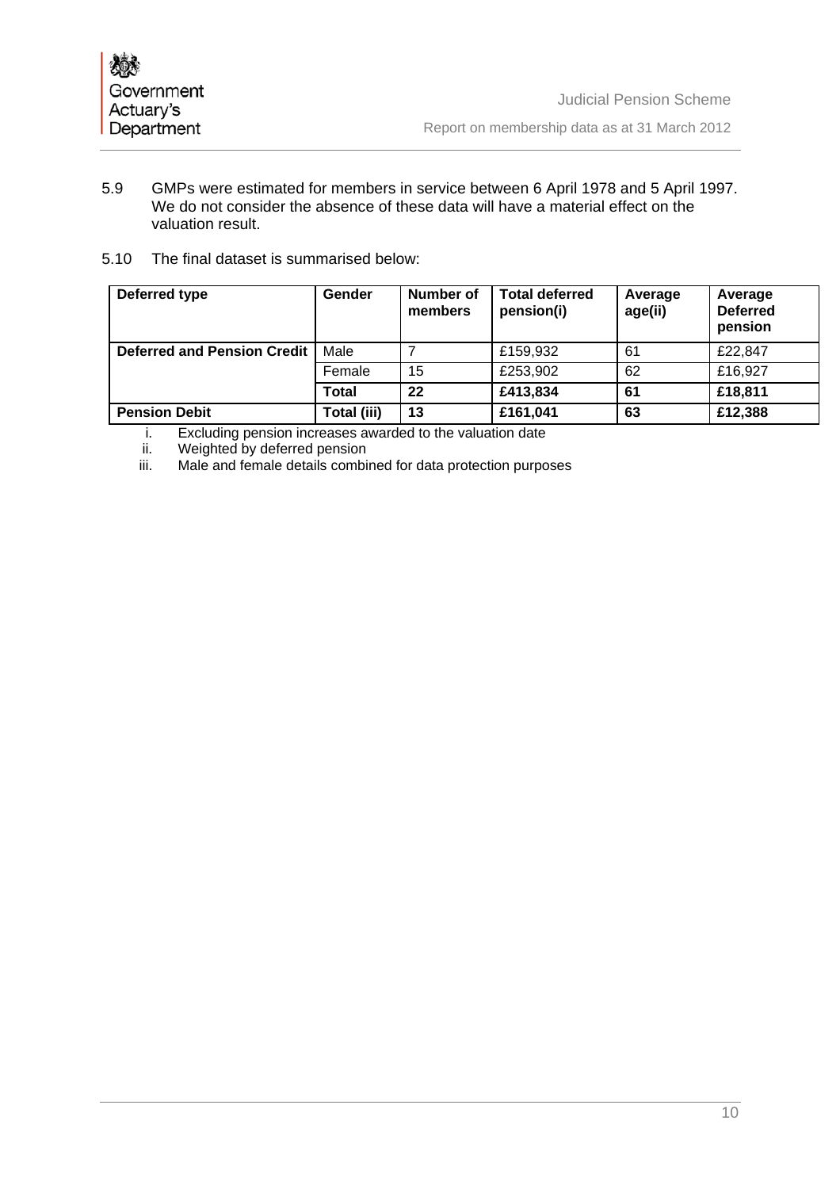5.9 GMPs were estimated for members in service between 6 April 1978 and 5 April 1997. We do not consider the absence of these data will have a material effect on the valuation result.

5.10 The final dataset is summarised below:

| Deferred type | Gender | Number of members | Total deferred pension(i) | Average age(ii) | Average Deferred pension |
|---|---|---|---|---|---|
| **Deferred and Pension Credit** | Male | 7 | £159,932 | 61 | £22,847 |
| | Female | 15 | £253,902 | 62 | £16,927 |
| | **Total** | **22** | **£413,834** | **61** | **£18,811** |
| **Pension Debit** | **Total (iii)** | **13** | **£161,041** | **63** | **£12,388** |

i. Excluding pension increases awarded to the valuation date
ii. Weighted by deferred pension
iii. Male and female details combined for data protection purposes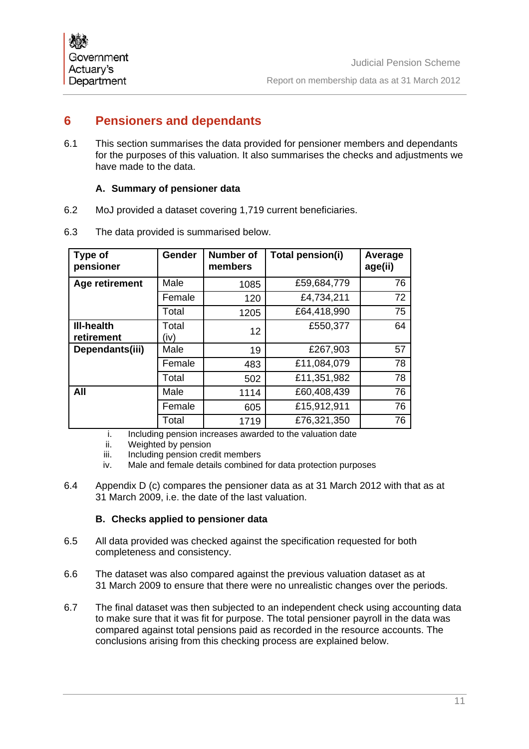## 6 Pensioners and dependants

6.1 This section summarises the data provided for pensioner members and dependants for the purposes of this valuation. It also summarises the checks and adjustments we have made to the data.

### A. Summary of pensioner data

6.2 MoJ provided a dataset covering 1,719 current beneficiaries.

6.3 The data provided is summarised below.

| Type of pensioner | Gender | Number of members | Total pension(i) | Average age(ii) |
|---|---|---|---|---|
| **Age retirement** | Male | 1085 | £59,684,779 | 76 |
| | Female | 120 | £4,734,211 | 72 |
| | Total | 1205 | £64,418,990 | 75 |
| **Ill-health retirement** | Total (iv) | 12 | £550,377 | 64 |
| **Dependants(iii)** | Male | 19 | £267,903 | 57 |
| | Female | 483 | £11,084,079 | 78 |
| | Total | 502 | £11,351,982 | 78 |
| **All** | Male | 1114 | £60,408,439 | 76 |
| | Female | 605 | £15,912,911 | 76 |
| | Total | 1719 | £76,321,350 | 76 |

i. Including pension increases awarded to the valuation date
ii. Weighted by pension
iii. Including pension credit members
iv. Male and female details combined for data protection purposes

6.4 Appendix D (c) compares the pensioner data as at 31 March 2012 with that as at 31 March 2009, i.e. the date of the last valuation.

### B. Checks applied to pensioner data

6.5 All data provided was checked against the specification requested for both completeness and consistency.

6.6 The dataset was also compared against the previous valuation dataset as at 31 March 2009 to ensure that there were no unrealistic changes over the periods.

6.7 The final dataset was then subjected to an independent check using accounting data to make sure that it was fit for purpose. The total pensioner payroll in the data was compared against total pensions paid as recorded in the resource accounts. The conclusions arising from this checking process are explained below.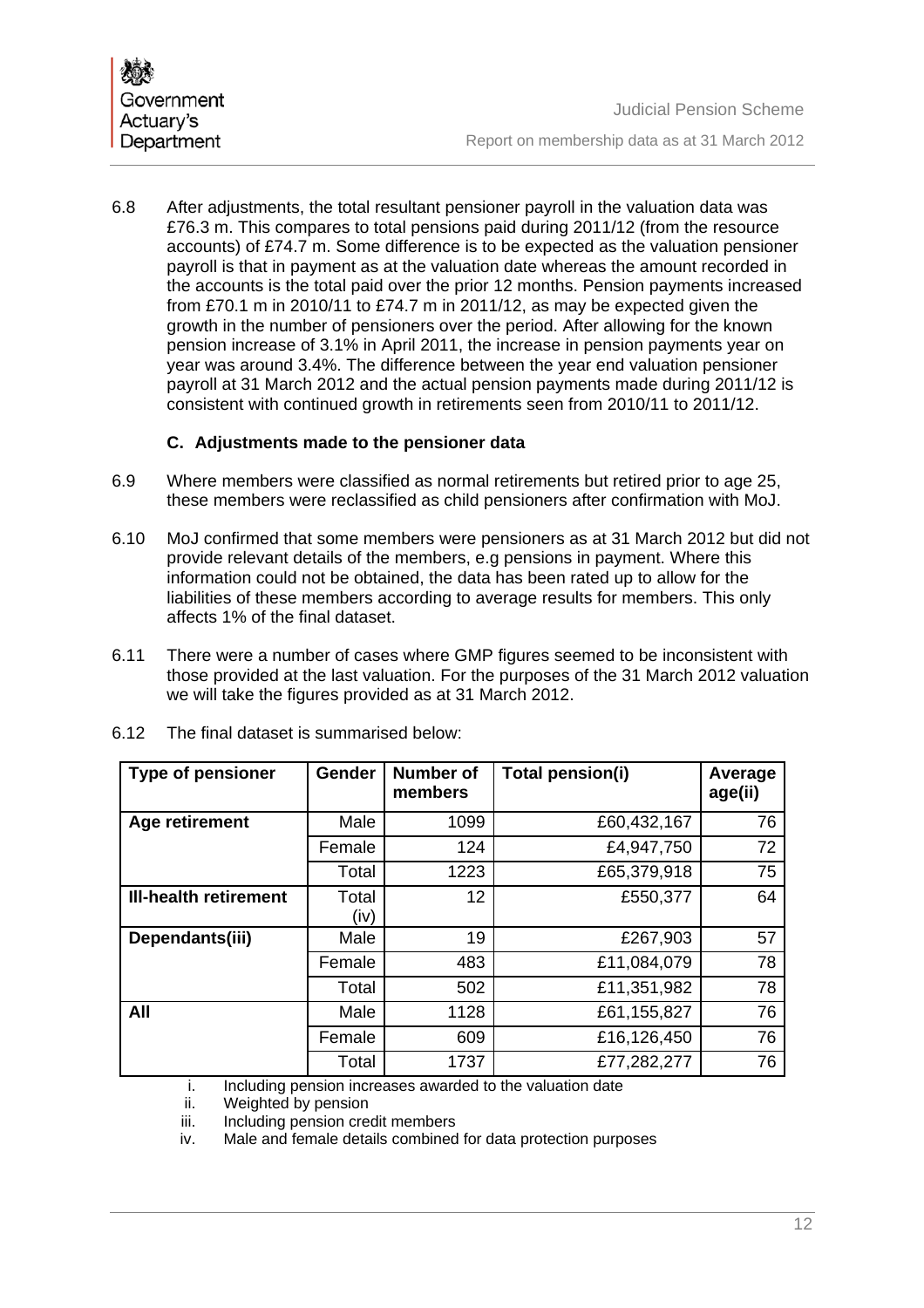6.8 After adjustments, the total resultant pensioner payroll in the valuation data was £76.3 m. This compares to total pensions paid during 2011/12 (from the resource accounts) of £74.7 m. Some difference is to be expected as the valuation pensioner payroll is that in payment as at the valuation date whereas the amount recorded in the accounts is the total paid over the prior 12 months. Pension payments increased from £70.1 m in 2010/11 to £74.7 m in 2011/12, as may be expected given the growth in the number of pensioners over the period. After allowing for the known pension increase of 3.1% in April 2011, the increase in pension payments year on year was around 3.4%. The difference between the year end valuation pensioner payroll at 31 March 2012 and the actual pension payments made during 2011/12 is consistent with continued growth in retirements seen from 2010/11 to 2011/12.

### C. Adjustments made to the pensioner data

6.9 Where members were classified as normal retirements but retired prior to age 25, these members were reclassified as child pensioners after confirmation with MoJ.

6.10 MoJ confirmed that some members were pensioners as at 31 March 2012 but did not provide relevant details of the members, e.g pensions in payment. Where this information could not be obtained, the data has been rated up to allow for the liabilities of these members according to average results for members. This only affects 1% of the final dataset.

6.11 There were a number of cases where GMP figures seemed to be inconsistent with those provided at the last valuation. For the purposes of the 31 March 2012 valuation we will take the figures provided as at 31 March 2012.

6.12 The final dataset is summarised below:

| Type of pensioner | Gender | Number of members | Total pension(i) | Average age(ii) |
|---|---|---|---|---|
| **Age retirement** | Male | 1099 | £60,432,167 | 76 |
| | Female | 124 | £4,947,750 | 72 |
| | Total | 1223 | £65,379,918 | 75 |
| **Ill-health retirement** | Total (iv) | 12 | £550,377 | 64 |
| **Dependants(iii)** | Male | 19 | £267,903 | 57 |
| | Female | 483 | £11,084,079 | 78 |
| | Total | 502 | £11,351,982 | 78 |
| **All** | Male | 1128 | £61,155,827 | 76 |
| | Female | 609 | £16,126,450 | 76 |
| | Total | 1737 | £77,282,277 | 76 |

i. Including pension increases awarded to the valuation date
ii. Weighted by pension
iii. Including pension credit members
iv. Male and female details combined for data protection purposes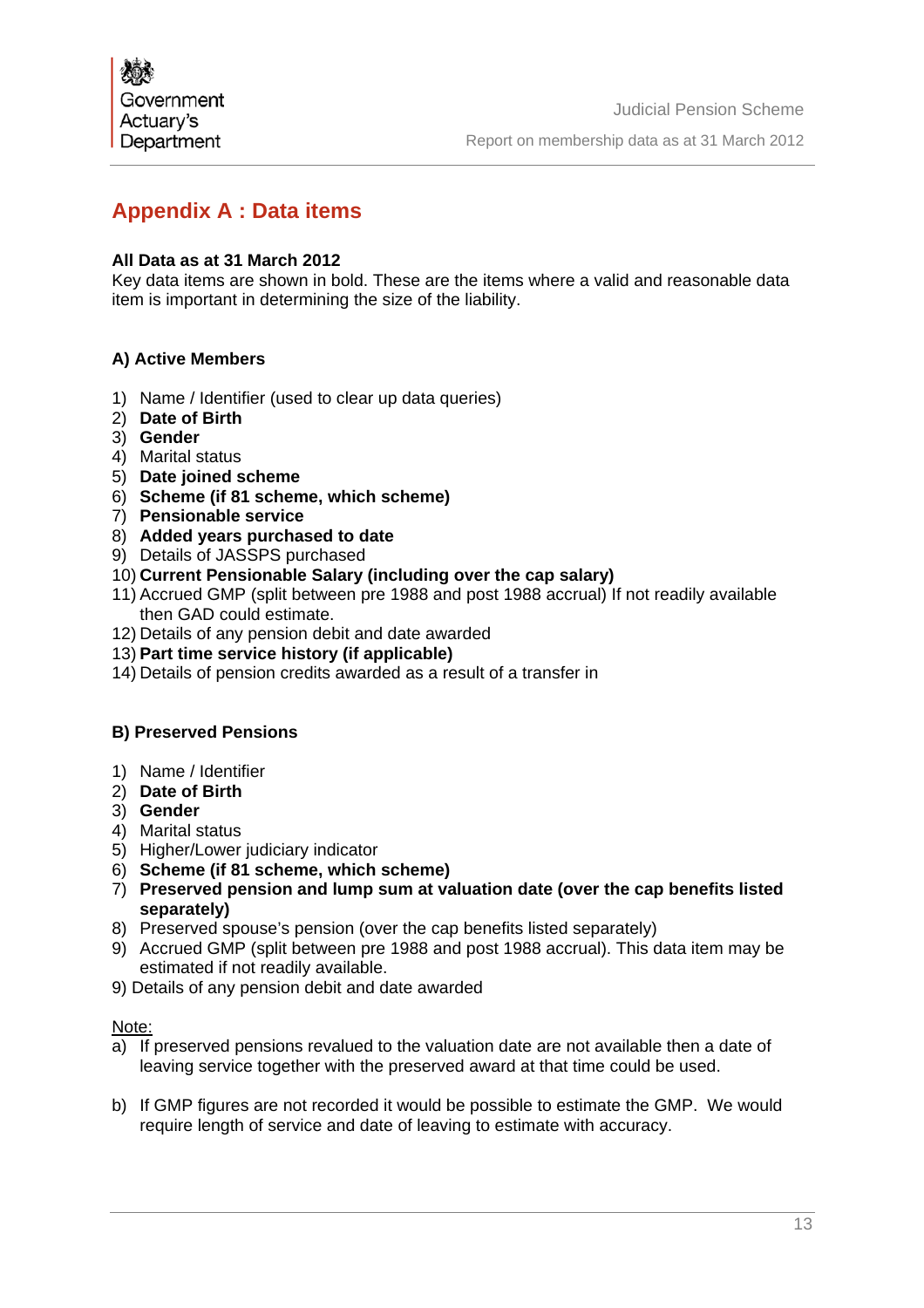# Appendix A : Data items

**All Data as at 31 March 2012**
Key data items are shown in bold. These are the items where a valid and reasonable data item is important in determining the size of the liability.

### A) Active Members

1) Name / Identifier (used to clear up data queries)
2) **Date of Birth**
3) **Gender**
4) Marital status
5) **Date joined scheme**
6) **Scheme (if 81 scheme, which scheme)**
7) **Pensionable service**
8) **Added years purchased to date**
9) Details of JASSPS purchased
10) **Current Pensionable Salary (including over the cap salary)**
11) Accrued GMP (split between pre 1988 and post 1988 accrual) If not readily available then GAD could estimate.
12) Details of any pension debit and date awarded
13) **Part time service history (if applicable)**
14) Details of pension credits awarded as a result of a transfer in

### B) Preserved Pensions

1) Name / Identifier
2) **Date of Birth**
3) **Gender**
4) Marital status
5) Higher/Lower judiciary indicator
6) **Scheme (if 81 scheme, which scheme)**
7) **Preserved pension and lump sum at valuation date (over the cap benefits listed separately)**
8) Preserved spouse's pension (over the cap benefits listed separately)
9) Accrued GMP (split between pre 1988 and post 1988 accrual). This data item may be estimated if not readily available.

9) Details of any pension debit and date awarded

Note:

a) If preserved pensions revalued to the valuation date are not available then a date of leaving service together with the preserved award at that time could be used.

b) If GMP figures are not recorded it would be possible to estimate the GMP. We would require length of service and date of leaving to estimate with accuracy.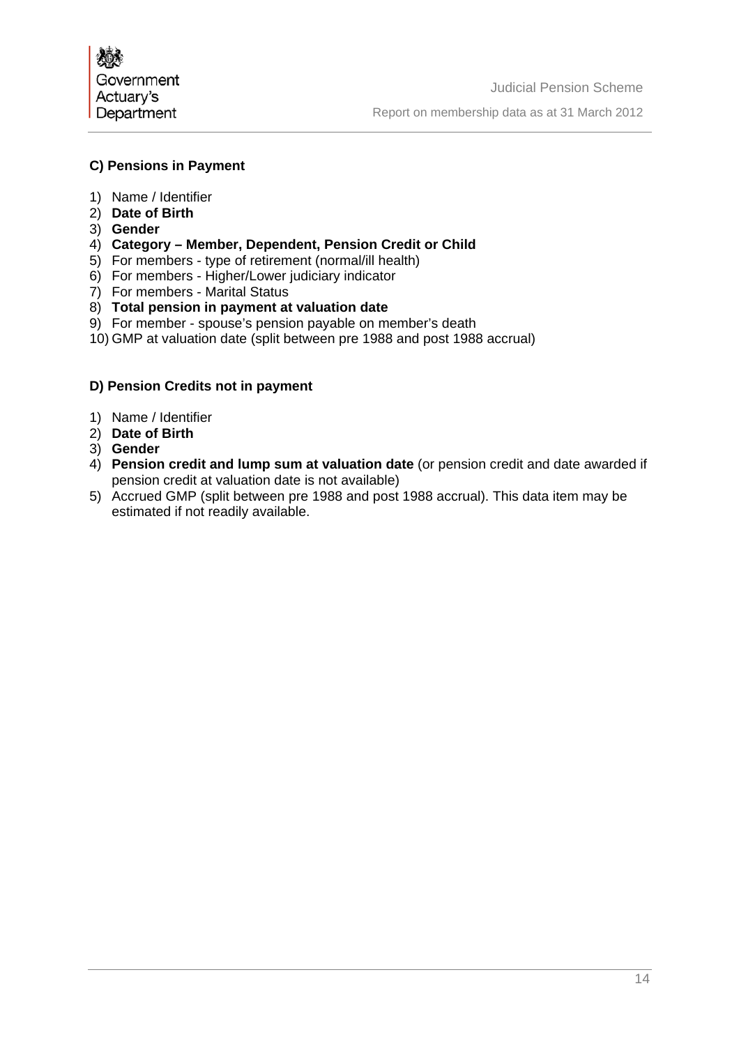**C) Pensions in Payment**

1) Name / Identifier
2) **Date of Birth**
3) **Gender**
4) **Category – Member, Dependent, Pension Credit or Child**
5) For members - type of retirement (normal/ill health)
6) For members - Higher/Lower judiciary indicator
7) For members - Marital Status
8) **Total pension in payment at valuation date**
9) For member - spouse's pension payable on member's death
10) GMP at valuation date (split between pre 1988 and post 1988 accrual)

**D) Pension Credits not in payment**

1) Name / Identifier
2) **Date of Birth**
3) **Gender**
4) **Pension credit and lump sum at valuation date** (or pension credit and date awarded if pension credit at valuation date is not available)
5) Accrued GMP (split between pre 1988 and post 1988 accrual). This data item may be estimated if not readily available.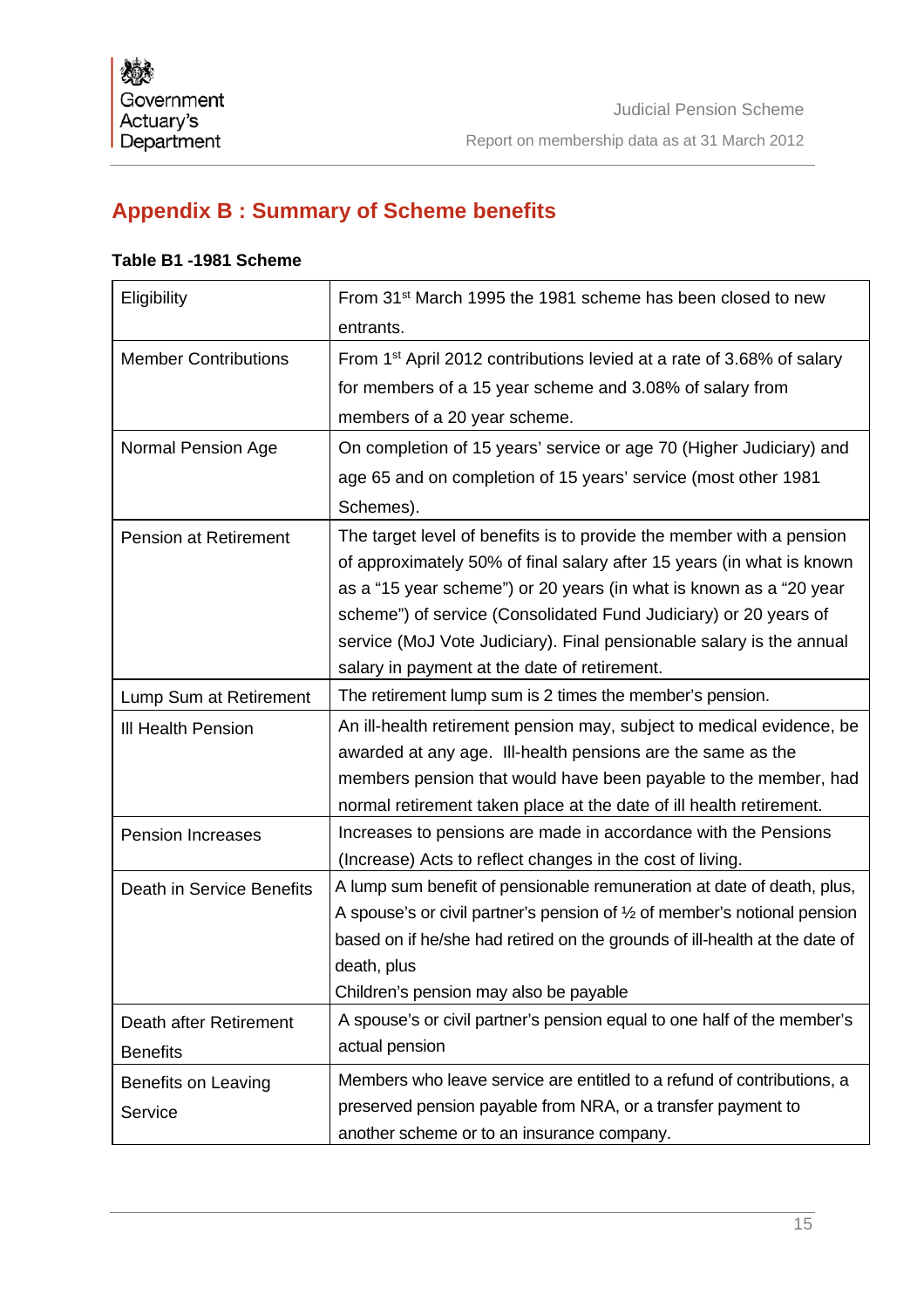## Appendix B : Summary of Scheme benefits

**Table B1 -1981 Scheme**

| | |
|---|---|
| Eligibility | From 31st March 1995 the 1981 scheme has been closed to new entrants. |
| Member Contributions | From 1st April 2012 contributions levied at a rate of 3.68% of salary for members of a 15 year scheme and 3.08% of salary from members of a 20 year scheme. |
| Normal Pension Age | On completion of 15 years' service or age 70 (Higher Judiciary) and age 65 and on completion of 15 years' service (most other 1981 Schemes). |
| Pension at Retirement | The target level of benefits is to provide the member with a pension of approximately 50% of final salary after 15 years (in what is known as a "15 year scheme") or 20 years (in what is known as a "20 year scheme") of service (Consolidated Fund Judiciary) or 20 years of service (MoJ Vote Judiciary). Final pensionable salary is the annual salary in payment at the date of retirement. |
| Lump Sum at Retirement | The retirement lump sum is 2 times the member's pension. |
| Ill Health Pension | An ill-health retirement pension may, subject to medical evidence, be awarded at any age. Ill-health pensions are the same as the members pension that would have been payable to the member, had normal retirement taken place at the date of ill health retirement. |
| Pension Increases | Increases to pensions are made in accordance with the Pensions (Increase) Acts to reflect changes in the cost of living. |
| Death in Service Benefits | A lump sum benefit of pensionable remuneration at date of death, plus, A spouse's or civil partner's pension of ½ of member's notional pension based on if he/she had retired on the grounds of ill-health at the date of death, plus<br>Children's pension may also be payable |
| Death after Retirement Benefits | A spouse's or civil partner's pension equal to one half of the member's actual pension |
| Benefits on Leaving Service | Members who leave service are entitled to a refund of contributions, a preserved pension payable from NRA, or a transfer payment to another scheme or to an insurance company. |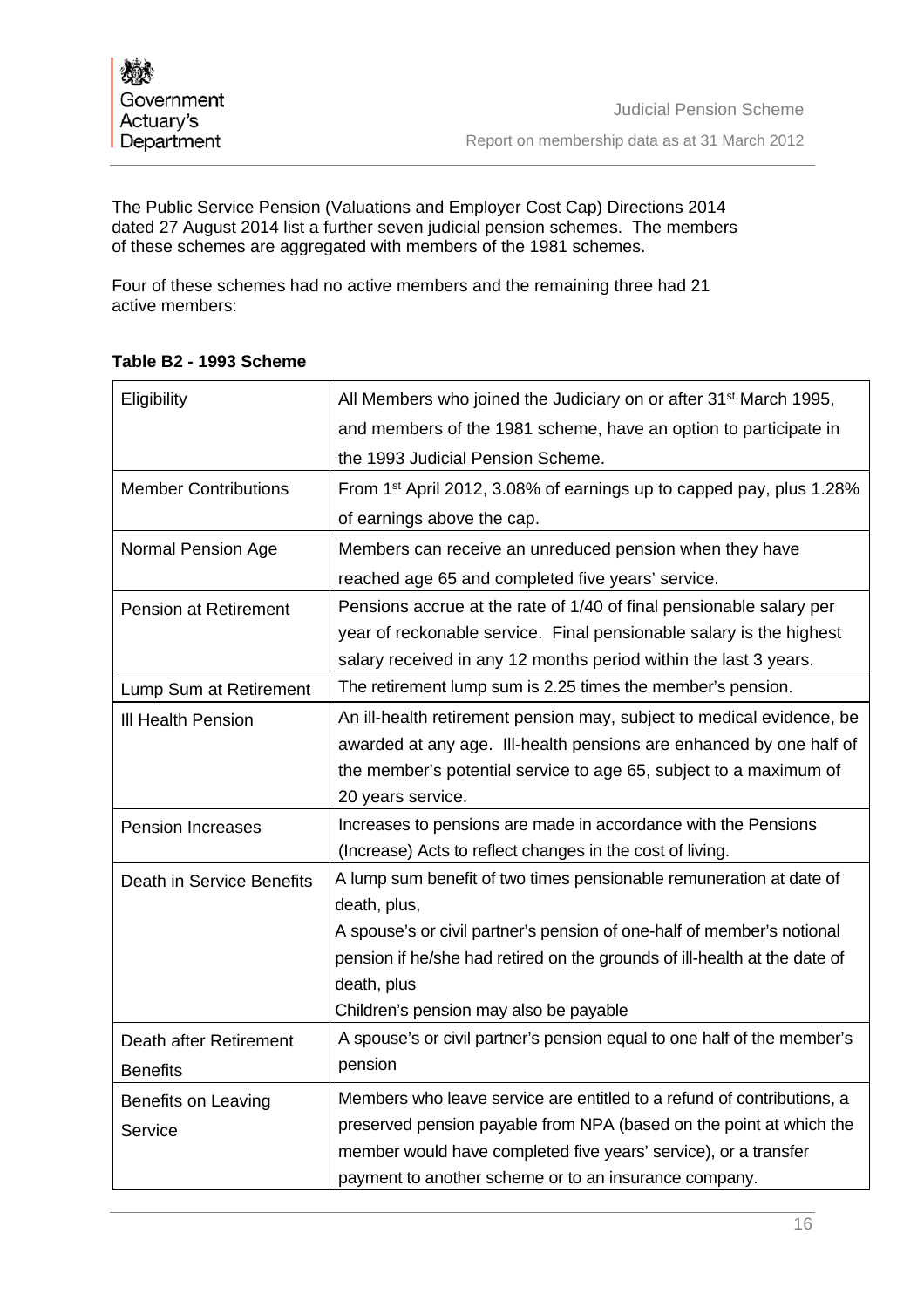The Public Service Pension (Valuations and Employer Cost Cap) Directions 2014 dated 27 August 2014 list a further seven judicial pension schemes. The members of these schemes are aggregated with members of the 1981 schemes.

Four of these schemes had no active members and the remaining three had 21 active members:

**Table B2 - 1993 Scheme**

| | |
|---|---|
| Eligibility | All Members who joined the Judiciary on or after 31st March 1995, and members of the 1981 scheme, have an option to participate in the 1993 Judicial Pension Scheme. |
| Member Contributions | From 1st April 2012, 3.08% of earnings up to capped pay, plus 1.28% of earnings above the cap. |
| Normal Pension Age | Members can receive an unreduced pension when they have reached age 65 and completed five years' service. |
| Pension at Retirement | Pensions accrue at the rate of 1/40 of final pensionable salary per year of reckonable service. Final pensionable salary is the highest salary received in any 12 months period within the last 3 years. |
| Lump Sum at Retirement | The retirement lump sum is 2.25 times the member's pension. |
| Ill Health Pension | An ill-health retirement pension may, subject to medical evidence, be awarded at any age. Ill-health pensions are enhanced by one half of the member's potential service to age 65, subject to a maximum of 20 years service. |
| Pension Increases | Increases to pensions are made in accordance with the Pensions (Increase) Acts to reflect changes in the cost of living. |
| Death in Service Benefits | A lump sum benefit of two times pensionable remuneration at date of death, plus,<br>A spouse's or civil partner's pension of one-half of member's notional pension if he/she had retired on the grounds of ill-health at the date of death, plus<br>Children's pension may also be payable |
| Death after Retirement Benefits | A spouse's or civil partner's pension equal to one half of the member's pension |
| Benefits on Leaving Service | Members who leave service are entitled to a refund of contributions, a preserved pension payable from NPA (based on the point at which the member would have completed five years' service), or a transfer payment to another scheme or to an insurance company. |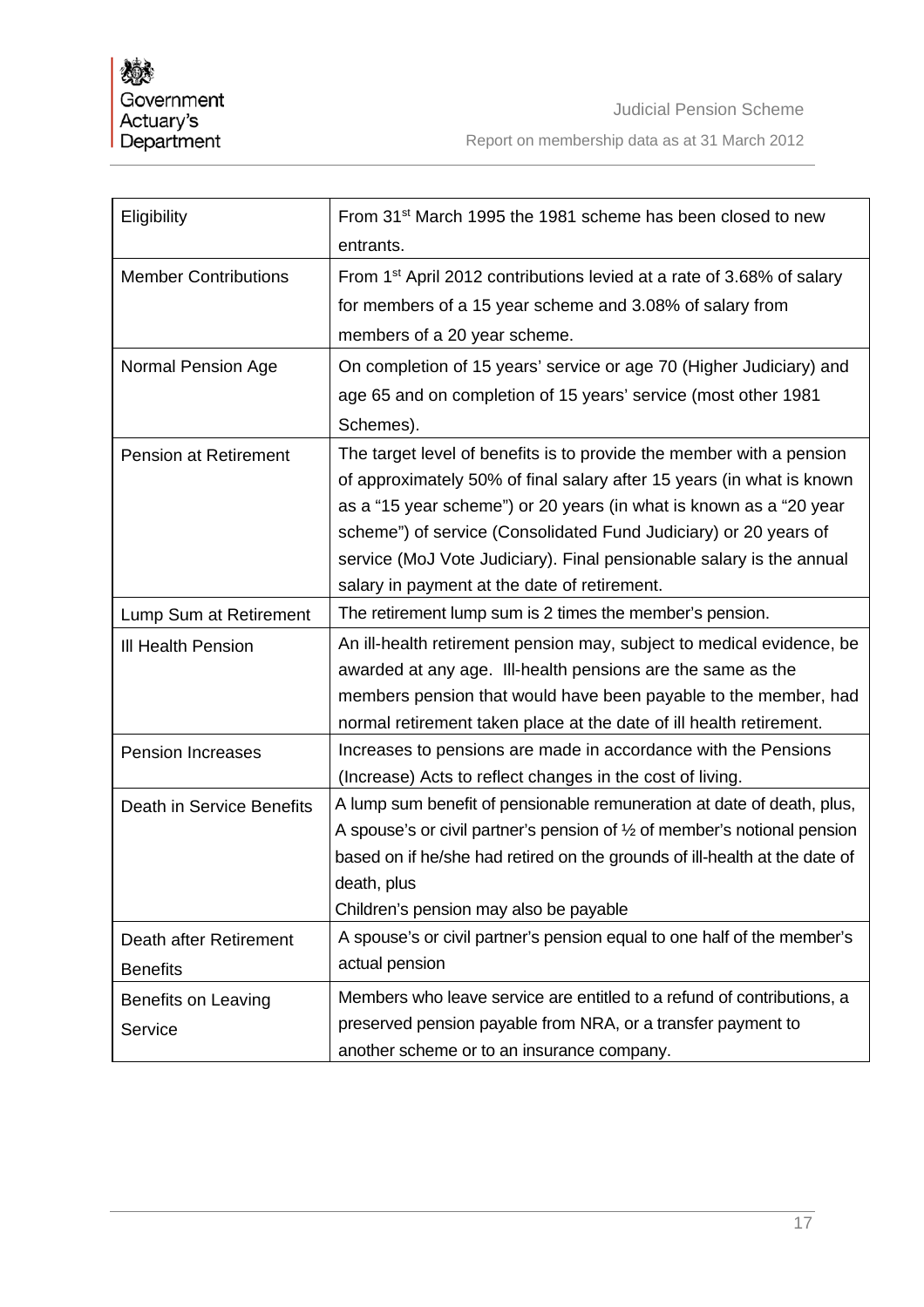| Eligibility | From 31st March 1995 the 1981 scheme has been closed to new entrants. |
|---|---|
| Member Contributions | From 1st April 2012 contributions levied at a rate of 3.68% of salary for members of a 15 year scheme and 3.08% of salary from members of a 20 year scheme. |
| Normal Pension Age | On completion of 15 years' service or age 70 (Higher Judiciary) and age 65 and on completion of 15 years' service (most other 1981 Schemes). |
| Pension at Retirement | The target level of benefits is to provide the member with a pension of approximately 50% of final salary after 15 years (in what is known as a "15 year scheme") or 20 years (in what is known as a "20 year scheme") of service (Consolidated Fund Judiciary) or 20 years of service (MoJ Vote Judiciary). Final pensionable salary is the annual salary in payment at the date of retirement. |
| Lump Sum at Retirement | The retirement lump sum is 2 times the member's pension. |
| Ill Health Pension | An ill-health retirement pension may, subject to medical evidence, be awarded at any age. Ill-health pensions are the same as the members pension that would have been payable to the member, had normal retirement taken place at the date of ill health retirement. |
| Pension Increases | Increases to pensions are made in accordance with the Pensions (Increase) Acts to reflect changes in the cost of living. |
| Death in Service Benefits | A lump sum benefit of pensionable remuneration at date of death, plus,<br>A spouse's or civil partner's pension of ½ of member's notional pension based on if he/she had retired on the grounds of ill-health at the date of death, plus<br>Children's pension may also be payable |
| Death after Retirement Benefits | A spouse's or civil partner's pension equal to one half of the member's actual pension |
| Benefits on Leaving Service | Members who leave service are entitled to a refund of contributions, a preserved pension payable from NRA, or a transfer payment to another scheme or to an insurance company. |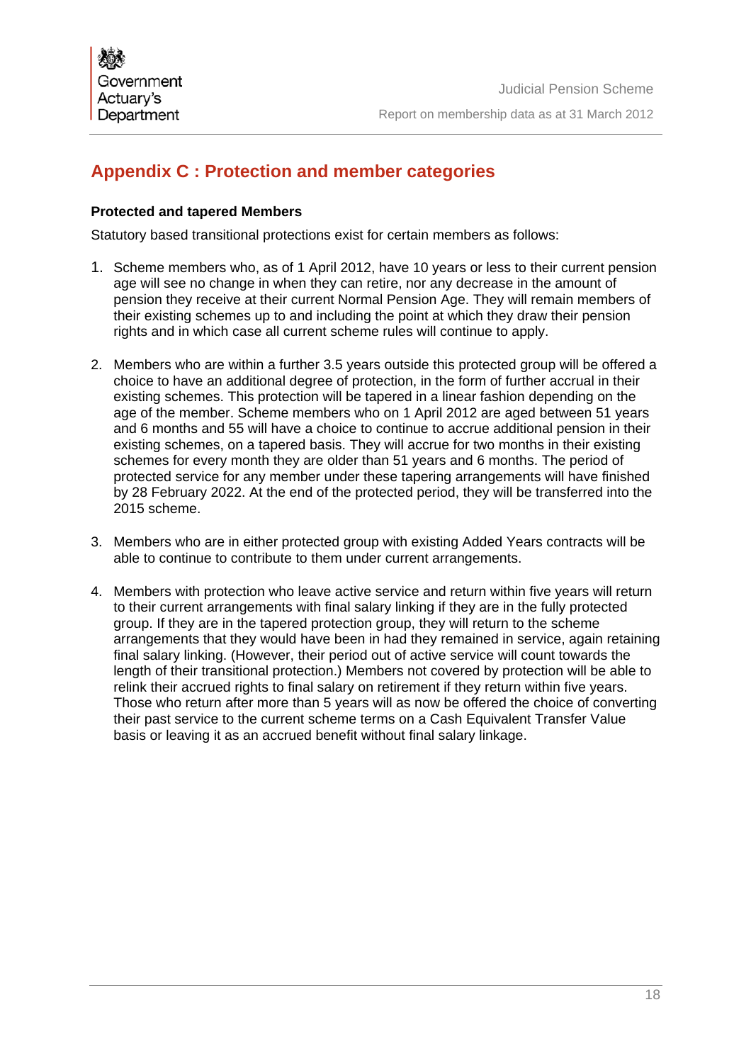# Appendix C : Protection and member categories

**Protected and tapered Members**

Statutory based transitional protections exist for certain members as follows:

1. Scheme members who, as of 1 April 2012, have 10 years or less to their current pension age will see no change in when they can retire, nor any decrease in the amount of pension they receive at their current Normal Pension Age. They will remain members of their existing schemes up to and including the point at which they draw their pension rights and in which case all current scheme rules will continue to apply.

2. Members who are within a further 3.5 years outside this protected group will be offered a choice to have an additional degree of protection, in the form of further accrual in their existing schemes. This protection will be tapered in a linear fashion depending on the age of the member. Scheme members who on 1 April 2012 are aged between 51 years and 6 months and 55 will have a choice to continue to accrue additional pension in their existing schemes, on a tapered basis. They will accrue for two months in their existing schemes for every month they are older than 51 years and 6 months. The period of protected service for any member under these tapering arrangements will have finished by 28 February 2022. At the end of the protected period, they will be transferred into the 2015 scheme.

3. Members who are in either protected group with existing Added Years contracts will be able to continue to contribute to them under current arrangements.

4. Members with protection who leave active service and return within five years will return to their current arrangements with final salary linking if they are in the fully protected group. If they are in the tapered protection group, they will return to the scheme arrangements that they would have been in had they remained in service, again retaining final salary linking. (However, their period out of active service will count towards the length of their transitional protection.) Members not covered by protection will be able to relink their accrued rights to final salary on retirement if they return within five years. Those who return after more than 5 years will as now be offered the choice of converting their past service to the current scheme terms on a Cash Equivalent Transfer Value basis or leaving it as an accrued benefit without final salary linkage.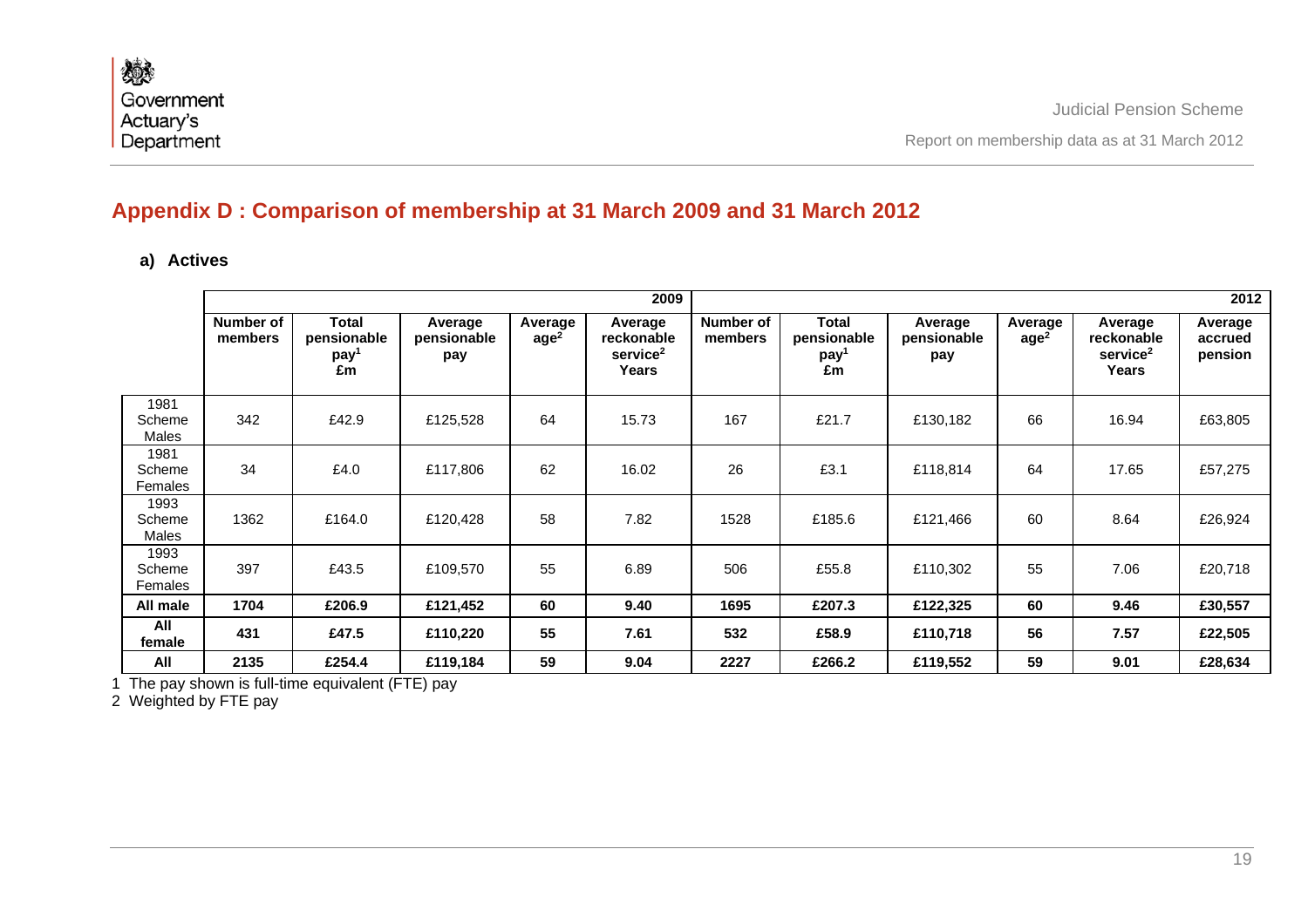## Appendix D : Comparison of membership at 31 March 2009 and 31 March 2012

### a) Actives

| | 2009 | | | | | 2012 | | | | | |
|---|---|---|---|---|---|---|---|---|---|---|---|
| | Number of members | Total pensionable pay[1] £m | Average pensionable pay | Average age[2] | Average reckonable service[2] Years | Number of members | Total pensionable pay[1] £m | Average pensionable pay | Average age[2] | Average reckonable service[2] Years | Average accrued pension |
| 1981 Scheme Males | 342 | £42.9 | £125,528 | 64 | 15.73 | 167 | £21.7 | £130,182 | 66 | 16.94 | £63,805 |
| 1981 Scheme Females | 34 | £4.0 | £117,806 | 62 | 16.02 | 26 | £3.1 | £118,814 | 64 | 17.65 | £57,275 |
| 1993 Scheme Males | 1362 | £164.0 | £120,428 | 58 | 7.82 | 1528 | £185.6 | £121,466 | 60 | 8.64 | £26,924 |
| 1993 Scheme Females | 397 | £43.5 | £109,570 | 55 | 6.89 | 506 | £55.8 | £110,302 | 55 | 7.06 | £20,718 |
| **All male** | **1704** | **£206.9** | **£121,452** | **60** | **9.40** | **1695** | **£207.3** | **£122,325** | **60** | **9.46** | **£30,557** |
| **All female** | **431** | **£47.5** | **£110,220** | **55** | **7.61** | **532** | **£58.9** | **£110,718** | **56** | **7.57** | **£22,505** |
| **All** | **2135** | **£254.4** | **£119,184** | **59** | **9.04** | **2227** | **£266.2** | **£119,552** | **59** | **9.01** | **£28,634** |

1 The pay shown is full-time equivalent (FTE) pay

2 Weighted by FTE pay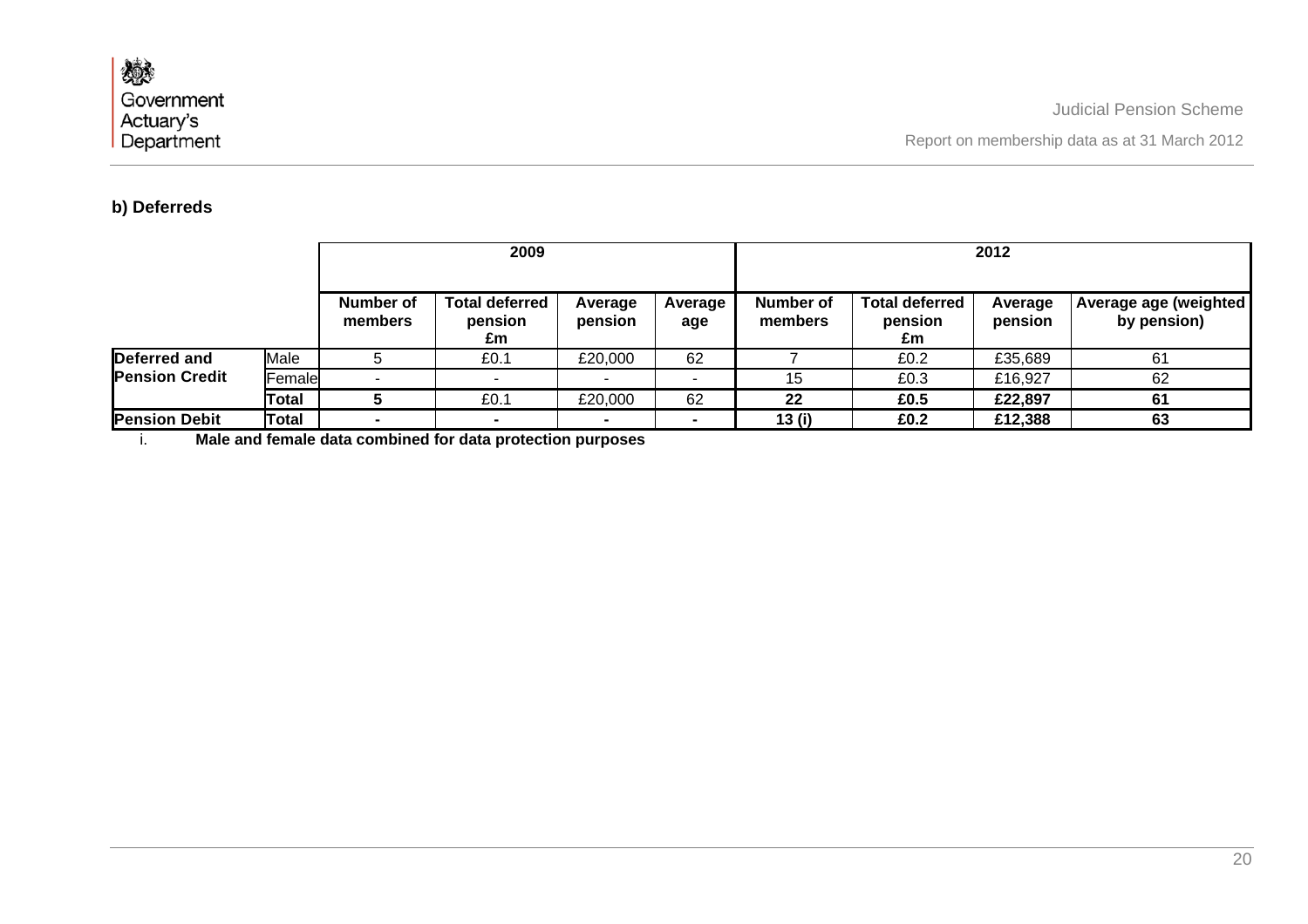### b) Deferreds

| | | 2009 | | | | 2012 | | | |
|---|---|---|---|---|---|---|---|---|---|
| | | **Number of members** | **Total deferred pension £m** | **Average pension** | **Average age** | **Number of members** | **Total deferred pension £m** | **Average pension** | **Average age (weighted by pension)** |
| **Deferred and Pension Credit** | Male | 5 | £0.1 | £20,000 | 62 | 7 | £0.2 | £35,689 | 61 |
| | Female | - | - | - | - | 15 | £0.3 | £16,927 | 62 |
| | **Total** | **5** | £0.1 | £20,000 | 62 | **22** | **£0.5** | **£22,897** | **61** |
| **Pension Debit** | **Total** | **-** | **-** | **-** | **-** | **13 (i)** | **£0.2** | **£12,388** | **63** |

i. **Male and female data combined for data protection purposes**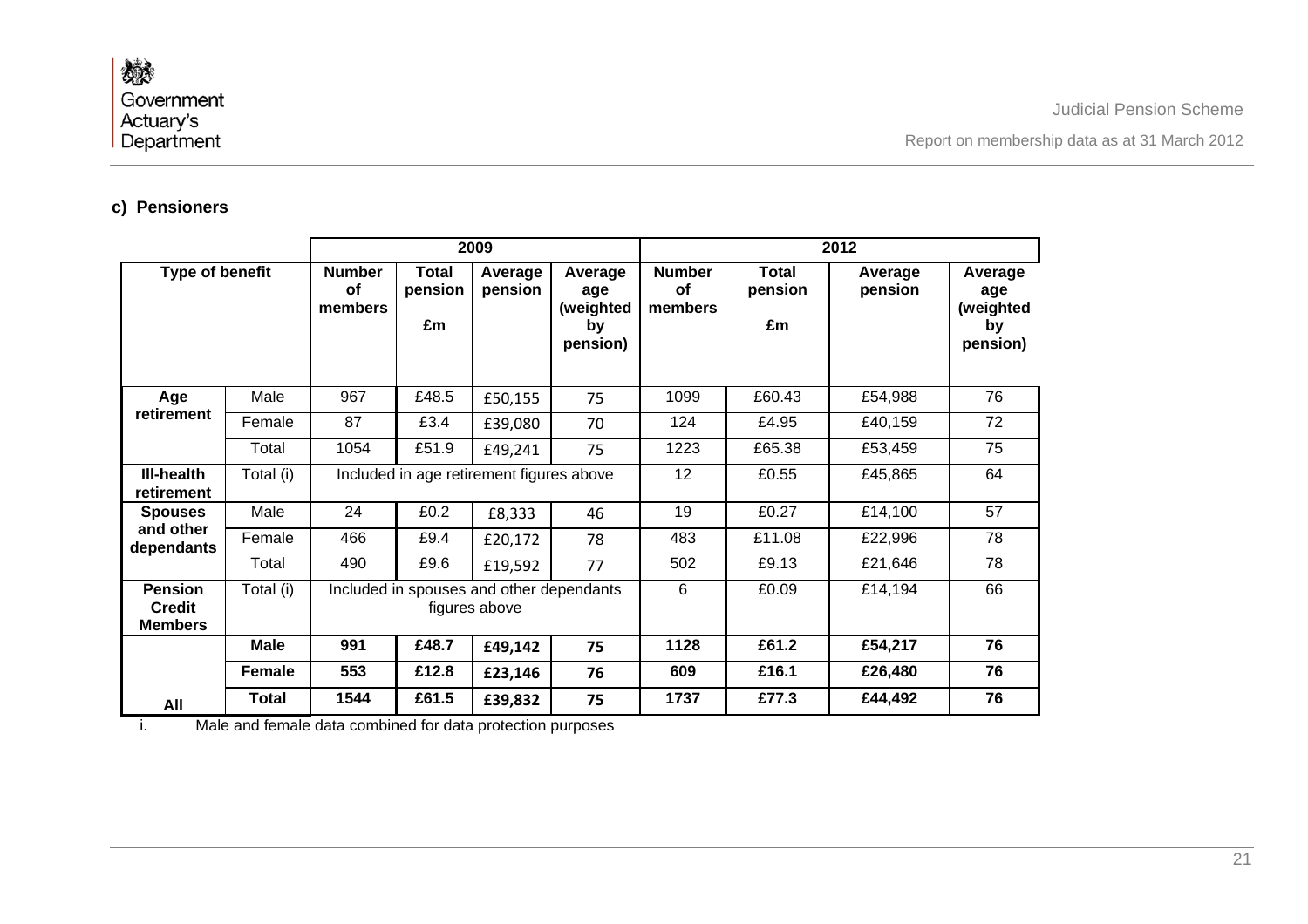### c) Pensioners

| Type of benefit | | 2009 | | | | 2012 | | | |
|---|---|---|---|---|---|---|---|---|---|
| | | Number of members | Total pension £m | Average pension | Average age (weighted by pension) | Number of members | Total pension £m | Average pension | Average age (weighted by pension) |
| Age retirement | Male | 967 | £48.5 | £50,155 | 75 | 1099 | £60.43 | £54,988 | 76 |
| | Female | 87 | £3.4 | £39,080 | 70 | 124 | £4.95 | £40,159 | 72 |
| | Total | 1054 | £51.9 | £49,241 | 75 | 1223 | £65.38 | £53,459 | 75 |
| Ill-health retirement | Total (i) | Included in age retirement figures above | | | | 12 | £0.55 | £45,865 | 64 |
| Spouses and other dependants | Male | 24 | £0.2 | £8,333 | 46 | 19 | £0.27 | £14,100 | 57 |
| | Female | 466 | £9.4 | £20,172 | 78 | 483 | £11.08 | £22,996 | 78 |
| | Total | 490 | £9.6 | £19,592 | 77 | 502 | £9.13 | £21,646 | 78 |
| Pension Credit Members | Total (i) | Included in spouses and other dependants figures above | | | | 6 | £0.09 | £14,194 | 66 |
| All | **Male** | **991** | **£48.7** | **£49,142** | **75** | **1128** | **£61.2** | **£54,217** | **76** |
| | **Female** | **553** | **£12.8** | **£23,146** | **76** | **609** | **£16.1** | **£26,480** | **76** |
| | **Total** | **1544** | **£61.5** | **£39,832** | **75** | **1737** | **£77.3** | **£44,492** | **76** |

i. Male and female data combined for data protection purposes